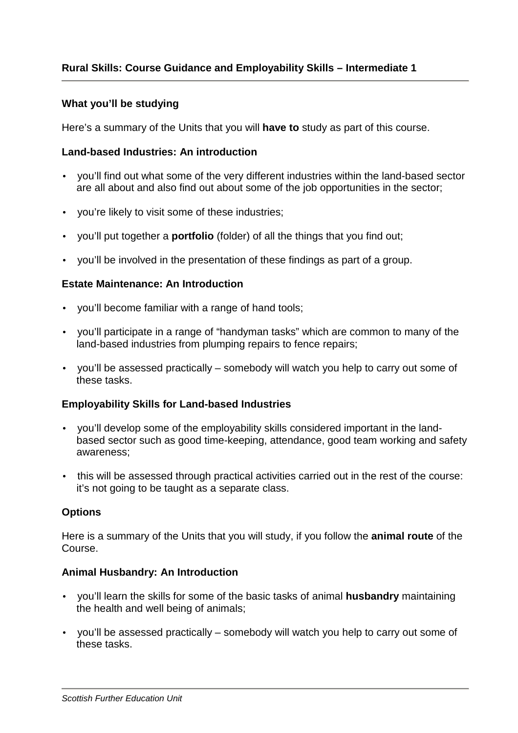**Rural Skills: Course Guidance and Employability Skills – Intermediate 1**

**What you'll be studying**

Here's a summary of the Units that you will **have to** study as part of this course.

**Land-based Industries: An introduction**

- you'll find out what some of the very different industries within the land-based sector are all about and also find out about some of the job opportunities in the sector;
- you're likely to visit some of these industries;
- you'll put together a **portfolio** (folder) of all the things that you find out;
- you'll be involved in the presentation of these findings as part of a group.

**Estate Maintenance: An Introduction**

- you'll become familiar with a range of hand tools;
- you'll participate in a range of "handyman tasks" which are common to many of the land-based industries from plumping repairs to fence repairs;
- you'll be assessed practically – somebody will watch you help to carry out some of these tasks.

**Employability Skills for Land-based Industries**

- you'll develop some of the employability skills considered important in the land-based sector such as good time-keeping, attendance, good team working and safety awareness;
- this will be assessed through practical activities carried out in the rest of the course: it's not going to be taught as a separate class.

**Options**

Here is a summary of the Units that you will study, if you follow the **animal route** of the Course.

**Animal Husbandry: An Introduction**

- you'll learn the skills for some of the basic tasks of animal **husbandry** maintaining the health and well being of animals;
- you'll be assessed practically – somebody will watch you help to carry out some of these tasks.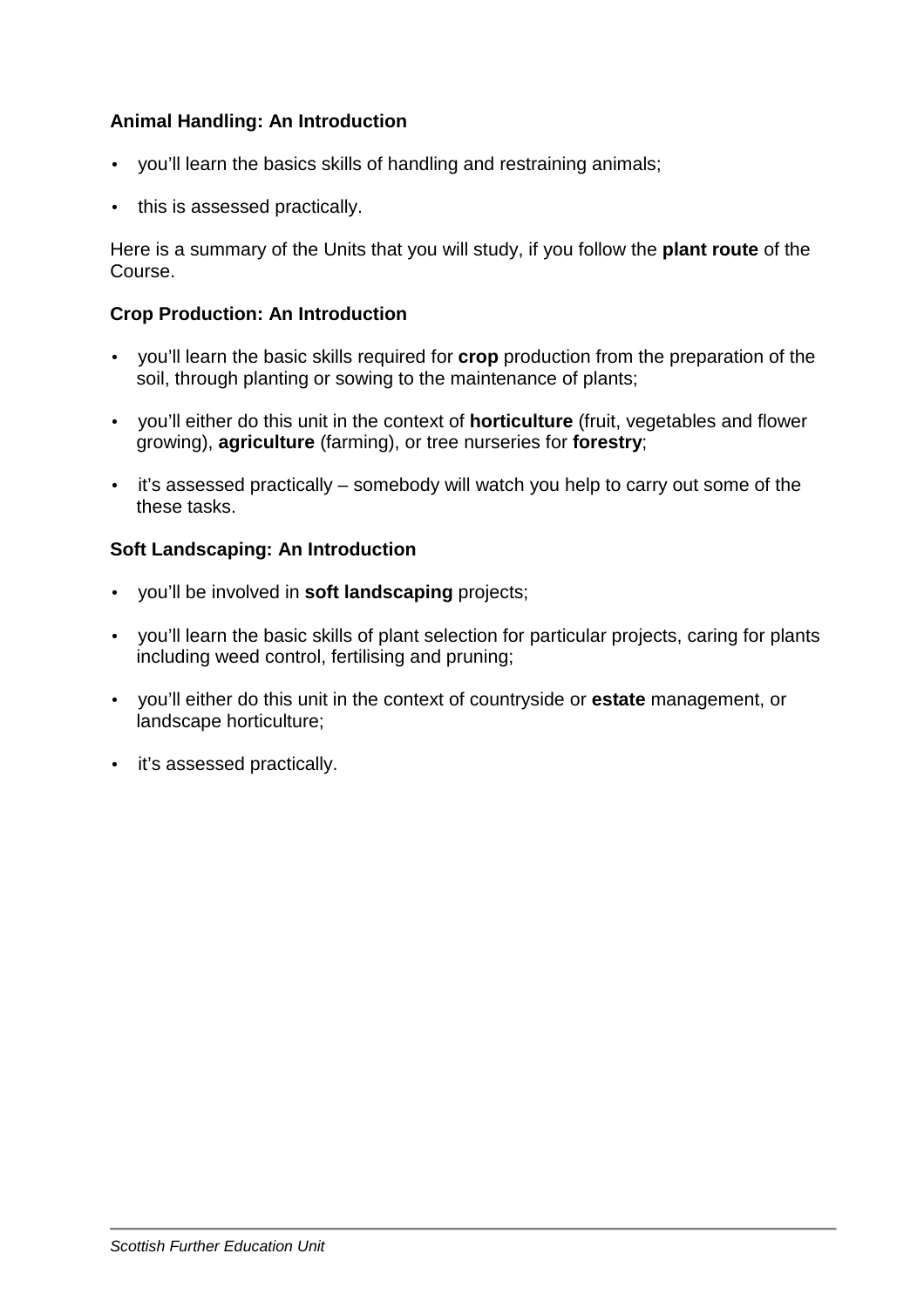**Animal Handling: An Introduction**

- you'll learn the basics skills of handling and restraining animals;
- this is assessed practically.

Here is a summary of the Units that you will study, if you follow the **plant route** of the Course.

**Crop Production: An Introduction**

- you'll learn the basic skills required for **crop** production from the preparation of the soil, through planting or sowing to the maintenance of plants;
- you'll either do this unit in the context of **horticulture** (fruit, vegetables and flower growing), **agriculture** (farming), or tree nurseries for **forestry**;
- it's assessed practically – somebody will watch you help to carry out some of the these tasks.

**Soft Landscaping: An Introduction**

- you'll be involved in **soft landscaping** projects;
- you'll learn the basic skills of plant selection for particular projects, caring for plants including weed control, fertilising and pruning;
- you'll either do this unit in the context of countryside or **estate** management, or landscape horticulture;
- it's assessed practically.